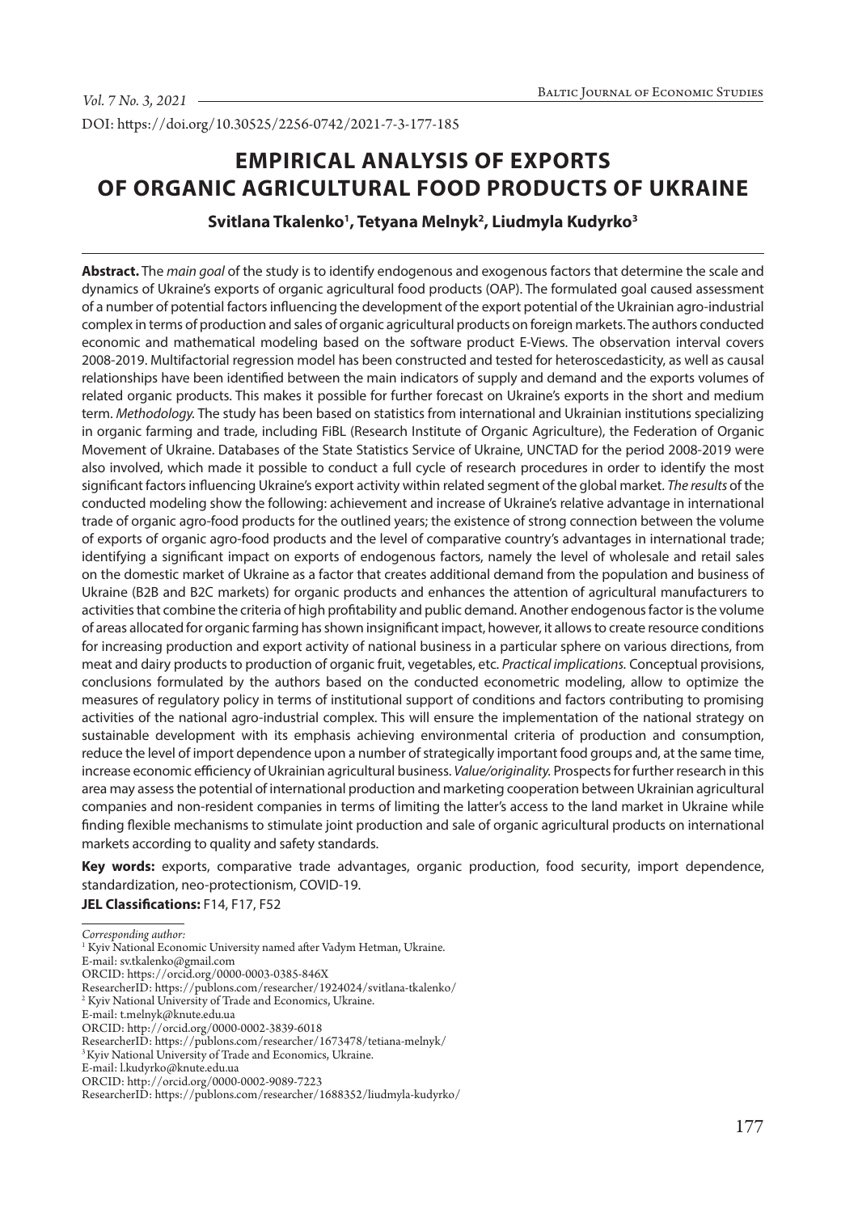DOI: https://doi.org/10.30525/2256-0742/2021-7-3-177-185

# EMPIRICAL ANALYSIS OF EXPORTS OF ORGANIC AGRICULTURAL FOOD PRODUCTS OF UKRAINE

**Svitlana Tkalenko[1], Tetyana Melnyk[2], Liudmyla Kudyrko[3]**

**Abstract.** The *main goal* of the study is to identify endogenous and exogenous factors that determine the scale and dynamics of Ukraine's exports of organic agricultural food products (OAP). The formulated goal caused assessment of a number of potential factors influencing the development of the export potential of the Ukrainian agro-industrial complex in terms of production and sales of organic agricultural products on foreign markets. The authors conducted economic and mathematical modeling based on the software product E-Views. The observation interval covers 2008-2019. Multifactorial regression model has been constructed and tested for heteroscedasticity, as well as causal relationships have been identified between the main indicators of supply and demand and the exports volumes of related organic products. This makes it possible for further forecast on Ukraine's exports in the short and medium term. *Methodology.* The study has been based on statistics from international and Ukrainian institutions specializing in organic farming and trade, including FiBL (Research Institute of Organic Agriculture), the Federation of Organic Movement of Ukraine. Databases of the State Statistics Service of Ukraine, UNCTAD for the period 2008-2019 were also involved, which made it possible to conduct a full cycle of research procedures in order to identify the most significant factors influencing Ukraine's export activity within related segment of the global market. *The results* of the conducted modeling show the following: achievement and increase of Ukraine's relative advantage in international trade of organic agro-food products for the outlined years; the existence of strong connection between the volume of exports of organic agro-food products and the level of comparative country's advantages in international trade; identifying a significant impact on exports of endogenous factors, namely the level of wholesale and retail sales on the domestic market of Ukraine as a factor that creates additional demand from the population and business of Ukraine (B2B and B2C markets) for organic products and enhances the attention of agricultural manufacturers to activities that combine the criteria of high profitability and public demand. Another endogenous factor is the volume of areas allocated for organic farming has shown insignificant impact, however, it allows to create resource conditions for increasing production and export activity of national business in a particular sphere on various directions, from meat and dairy products to production of organic fruit, vegetables, etc. *Practical implications.* Conceptual provisions, conclusions formulated by the authors based on the conducted econometric modeling, allow to optimize the measures of regulatory policy in terms of institutional support of conditions and factors contributing to promising activities of the national agro-industrial complex. This will ensure the implementation of the national strategy on sustainable development with its emphasis achieving environmental criteria of production and consumption, reduce the level of import dependence upon a number of strategically important food groups and, at the same time, increase economic efficiency of Ukrainian agricultural business. *Value/originality.* Prospects for further research in this area may assess the potential of international production and marketing cooperation between Ukrainian agricultural companies and non-resident companies in terms of limiting the latter's access to the land market in Ukraine while finding flexible mechanisms to stimulate joint production and sale of organic agricultural products on international markets according to quality and safety standards.

**Key words:** exports, comparative trade advantages, organic production, food security, import dependence, standardization, neo-protectionism, COVID-19.

**JEL Classifications:** F14, F17, F52

*Corresponding author:*
[1] Kyiv National Economic University named after Vadym Hetman, Ukraine.
E-mail: sv.tkalenko@gmail.com
ORCID: https://orcid.org/0000-0003-0385-846X
ResearcherID: https://publons.com/researcher/1924024/svitlana-tkalenko/
[2] Kyiv National University of Trade and Economics, Ukraine.
E-mail: t.melnyk@knute.edu.ua
ORCID: http://orcid.org/0000-0002-3839-6018
ResearcherID: https://publons.com/researcher/1673478/tetiana-melnyk/
[3] Kyiv National University of Trade and Economics, Ukraine.
E-mail: l.kudyrko@knute.edu.ua
ORCID: http://orcid.org/0000-0002-9089-7223
ResearcherID: https://publons.com/researcher/1688352/liudmyla-kudyrko/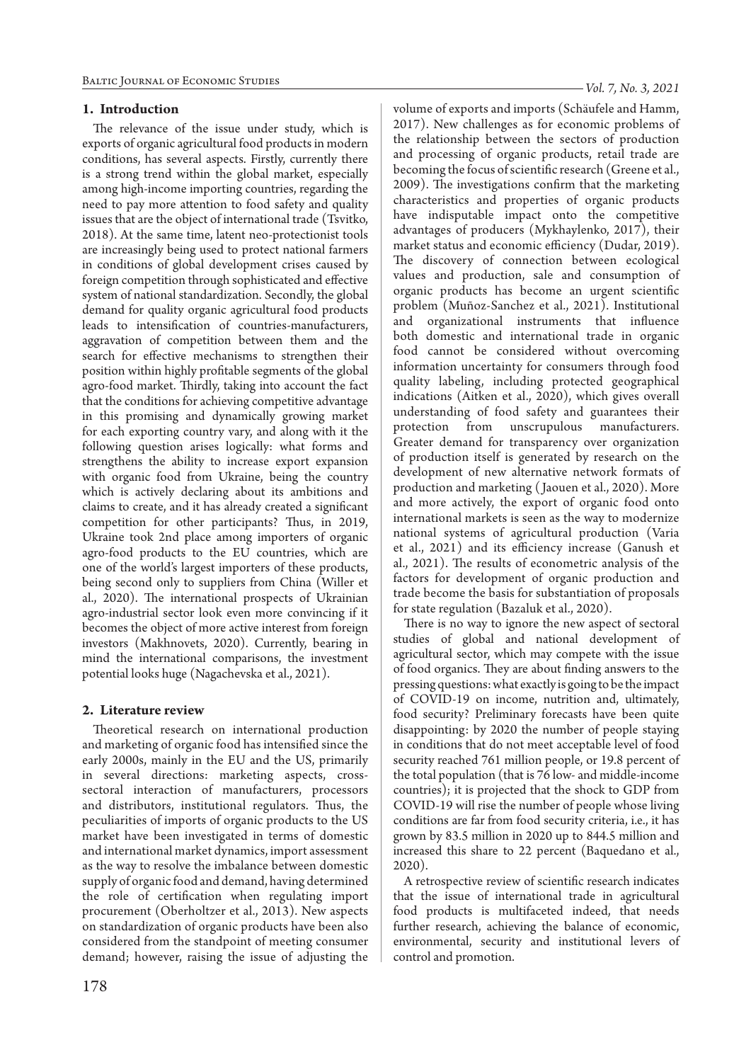## 1. Introduction

The relevance of the issue under study, which is exports of organic agricultural food products in modern conditions, has several aspects. Firstly, currently there is a strong trend within the global market, especially among high-income importing countries, regarding the need to pay more attention to food safety and quality issues that are the object of international trade (Tsvitko, 2018). At the same time, latent neo-protectionist tools are increasingly being used to protect national farmers in conditions of global development crises caused by foreign competition through sophisticated and effective system of national standardization. Secondly, the global demand for quality organic agricultural food products leads to intensification of countries-manufacturers, aggravation of competition between them and the search for effective mechanisms to strengthen their position within highly profitable segments of the global agro-food market. Thirdly, taking into account the fact that the conditions for achieving competitive advantage in this promising and dynamically growing market for each exporting country vary, and along with it the following question arises logically: what forms and strengthens the ability to increase export expansion with organic food from Ukraine, being the country which is actively declaring about its ambitions and claims to create, and it has already created a significant competition for other participants? Thus, in 2019, Ukraine took 2nd place among importers of organic agro-food products to the EU countries, which are one of the world's largest importers of these products, being second only to suppliers from China (Willer et al., 2020). The international prospects of Ukrainian agro-industrial sector look even more convincing if it becomes the object of more active interest from foreign investors (Makhnovets, 2020). Currently, bearing in mind the international comparisons, the investment potential looks huge (Nagachevska et al., 2021).

## 2. Literature review

Theoretical research on international production and marketing of organic food has intensified since the early 2000s, mainly in the EU and the US, primarily in several directions: marketing aspects, cross-sectoral interaction of manufacturers, processors and distributors, institutional regulators. Thus, the peculiarities of imports of organic products to the US market have been investigated in terms of domestic and international market dynamics, import assessment as the way to resolve the imbalance between domestic supply of organic food and demand, having determined the role of certification when regulating import procurement (Oberholtzer et al., 2013). New aspects on standardization of organic products have been also considered from the standpoint of meeting consumer demand; however, raising the issue of adjusting the volume of exports and imports (Schäufele and Hamm, 2017). New challenges as for economic problems of the relationship between the sectors of production and processing of organic products, retail trade are becoming the focus of scientific research (Greene et al., 2009). The investigations confirm that the marketing characteristics and properties of organic products have indisputable impact onto the competitive advantages of producers (Mykhaylenko, 2017), their market status and economic efficiency (Dudar, 2019). The discovery of connection between ecological values and production, sale and consumption of organic products has become an urgent scientific problem (Muñoz-Sanchez et al., 2021). Institutional and organizational instruments that influence both domestic and international trade in organic food cannot be considered without overcoming information uncertainty for consumers through food quality labeling, including protected geographical indications (Aitken et al., 2020), which gives overall understanding of food safety and guarantees their protection from unscrupulous manufacturers. Greater demand for transparency over organization of production itself is generated by research on the development of new alternative network formats of production and marketing (Jaouen et al., 2020). More and more actively, the export of organic food onto international markets is seen as the way to modernize national systems of agricultural production (Varia et al., 2021) and its efficiency increase (Ganush et al., 2021). The results of econometric analysis of the factors for development of organic production and trade become the basis for substantiation of proposals for state regulation (Bazaluk et al., 2020).

There is no way to ignore the new aspect of sectoral studies of global and national development of agricultural sector, which may compete with the issue of food organics. They are about finding answers to the pressing questions: what exactly is going to be the impact of COVID-19 on income, nutrition and, ultimately, food security? Preliminary forecasts have been quite disappointing: by 2020 the number of people staying in conditions that do not meet acceptable level of food security reached 761 million people, or 19.8 percent of the total population (that is 76 low- and middle-income countries); it is projected that the shock to GDP from COVID-19 will rise the number of people whose living conditions are far from food security criteria, i.e., it has grown by 83.5 million in 2020 up to 844.5 million and increased this share to 22 percent (Baquedano et al., 2020).

A retrospective review of scientific research indicates that the issue of international trade in agricultural food products is multifaceted indeed, that needs further research, achieving the balance of economic, environmental, security and institutional levers of control and promotion.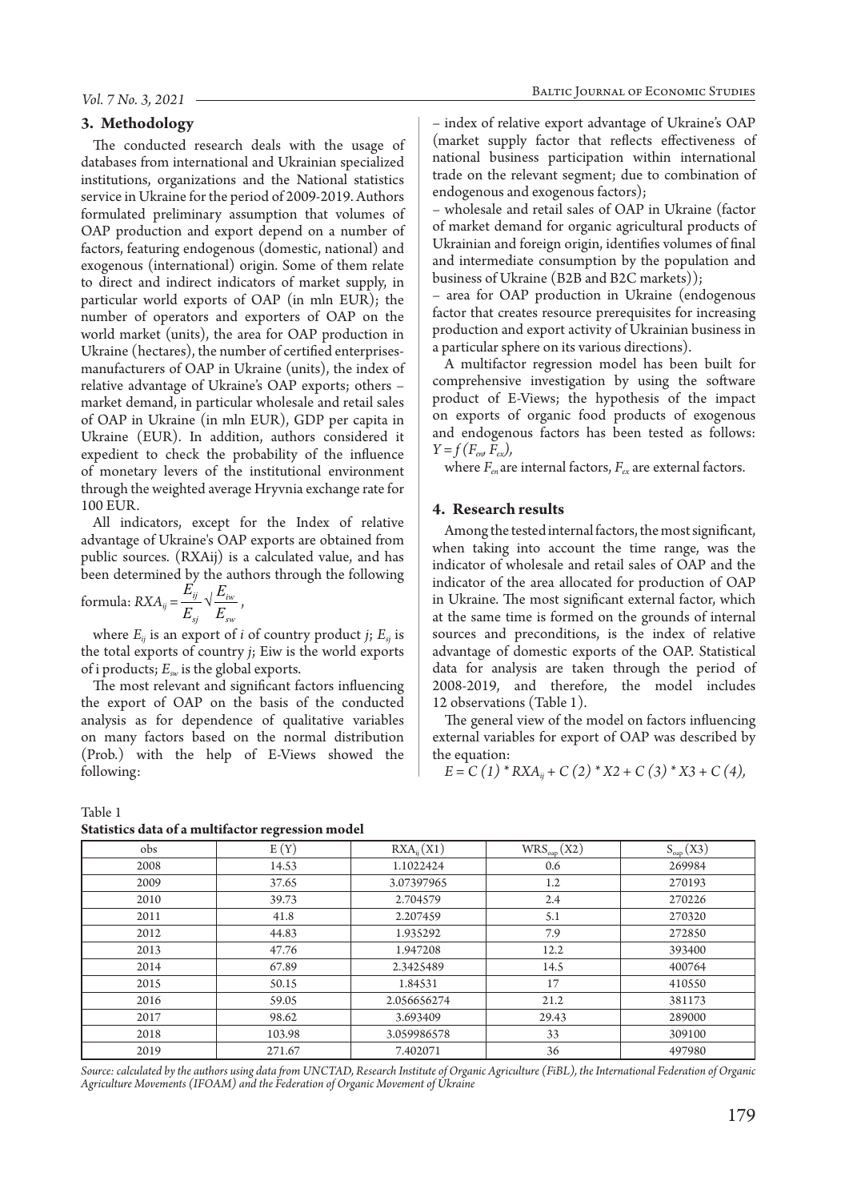## 3. Methodology

The conducted research deals with the usage of databases from international and Ukrainian specialized institutions, organizations and the National statistics service in Ukraine for the period of 2009-2019. Authors formulated preliminary assumption that volumes of OAP production and export depend on a number of factors, featuring endogenous (domestic, national) and exogenous (international) origin. Some of them relate to direct and indirect indicators of market supply, in particular world exports of OAP (in mln EUR); the number of operators and exporters of OAP on the world market (units), the area for OAP production in Ukraine (hectares), the number of certified enterprises-manufacturers of OAP in Ukraine (units), the index of relative advantage of Ukraine's OAP exports; others – market demand, in particular wholesale and retail sales of OAP in Ukraine (in mln EUR), GDP per capita in Ukraine (EUR). In addition, authors considered it expedient to check the probability of the influence of monetary levers of the institutional environment through the weighted average Hryvnia exchange rate for 100 EUR.

All indicators, except for the Index of relative advantage of Ukraine's OAP exports are obtained from public sources. (RXAij) is a calculated value, and has been determined by the authors through the following formula: $RXA_{ij} = \frac{E_{ij}}{E_{sj}} \sqrt{\frac{E_{iw}}{E_{sw}}}$,

where $E_{ij}$ is an export of $i$ of country product $j$; $E_{sj}$ is the total exports of country $j$; Eiw is the world exports of i products; $E_{sw}$ is the global exports.

The most relevant and significant factors influencing the export of OAP on the basis of the conducted analysis as for dependence of qualitative variables on many factors based on the normal distribution (Prob.) with the help of E-Views showed the following:

– index of relative export advantage of Ukraine's OAP (market supply factor that reflects effectiveness of national business participation within international trade on the relevant segment; due to combination of endogenous and exogenous factors);

– wholesale and retail sales of OAP in Ukraine (factor of market demand for organic agricultural products of Ukrainian and foreign origin, identifies volumes of final and intermediate consumption by the population and business of Ukraine (B2B and B2C markets));

– area for OAP production in Ukraine (endogenous factor that creates resource prerequisites for increasing production and export activity of Ukrainian business in a particular sphere on its various directions).

A multifactor regression model has been built for comprehensive investigation by using the software product of E-Views; the hypothesis of the impact on exports of organic food products of exogenous and endogenous factors has been tested as follows: $Y = f(F_{en}, F_{ex})$,

where $F_{en}$ are internal factors, $F_{ex}$ are external factors.

## 4. Research results

Among the tested internal factors, the most significant, when taking into account the time range, was the indicator of wholesale and retail sales of OAP and the indicator of the area allocated for production of OAP in Ukraine. The most significant external factor, which at the same time is formed on the grounds of internal sources and preconditions, is the index of relative advantage of domestic exports of the OAP. Statistical data for analysis are taken through the period of 2008-2019, and therefore, the model includes 12 observations (Table 1).

The general view of the model on factors influencing external variables for export of OAP was described by the equation:

$$E = C(1) * RXA_{ij} + C(2) * X2 + C(3) * X3 + C(4),$$

Table 1
**Statistics data of a multifactor regression model**

| obs | E (Y) | $RXA_{ij}$ (X1) | $WRS_{oap}$ (X2) | $S_{oap}$ (X3) |
|---|---|---|---|---|
| 2008 | 14.53 | 1.1022424 | 0.6 | 269984 |
| 2009 | 37.65 | 3.07397965 | 1.2 | 270193 |
| 2010 | 39.73 | 2.704579 | 2.4 | 270226 |
| 2011 | 41.8 | 2.207459 | 5.1 | 270320 |
| 2012 | 44.83 | 1.935292 | 7.9 | 272850 |
| 2013 | 47.76 | 1.947208 | 12.2 | 393400 |
| 2014 | 67.89 | 2.3425489 | 14.5 | 400764 |
| 2015 | 50.15 | 1.84531 | 17 | 410550 |
| 2016 | 59.05 | 2.056656274 | 21.2 | 381173 |
| 2017 | 98.62 | 3.693409 | 29.43 | 289000 |
| 2018 | 103.98 | 3.059986578 | 33 | 309100 |
| 2019 | 271.67 | 7.402071 | 36 | 497980 |

*Source: calculated by the authors using data from UNCTAD, Research Institute of Organic Agriculture (FiBL), the International Federation of Organic Agriculture Movements (IFOAM) and the Federation of Organic Movement of Ukraine*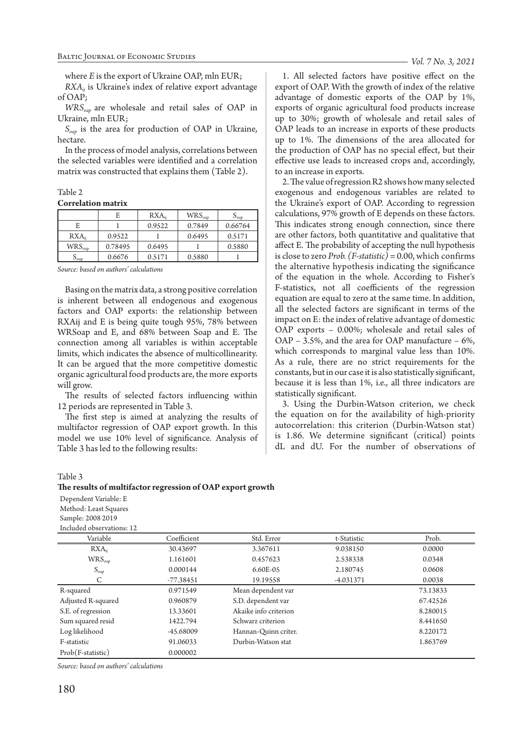where $E$ is the export of Ukraine OAP, mln EUR;

$RXA_{ij}$ is Ukraine's index of relative export advantage of OAP;

$WRS_{oap}$ are wholesale and retail sales of OAP in Ukraine, mln EUR;

$S_{oap}$ is the area for production of OAP in Ukraine, hectare.

In the process of model analysis, correlations between the selected variables were identified and a correlation matrix was constructed that explains them (Table 2).

Table 2
**Correlation matrix**

| | E | $RXA_{ij}$ | $WRS_{oap}$ | $S_{oap}$ |
|---|---|---|---|---|
| E | 1 | 0.9522 | 0.7849 | 0.66764 |
| $RXA_{ij}$ | 0.9522 | 1 | 0.6495 | 0.5171 |
| $WRS_{oap}$ | 0.78495 | 0.6495 | 1 | 0.5880 |
| $S_{oap}$ | 0.6676 | 0.5171 | 0.5880 | 1 |

*Source: based on authors' calculations*

Basing on the matrix data, a strong positive correlation is inherent between all endogenous and exogenous factors and OAP exports: the relationship between RXAij and E is being quite tough 95%, 78% between WRSoap and E, and 68% between Soap and E. The connection among all variables is within acceptable limits, which indicates the absence of multicollinearity. It can be argued that the more competitive domestic organic agricultural food products are, the more exports will grow.

The results of selected factors influencing within 12 periods are represented in Table 3.

The first step is aimed at analyzing the results of multifactor regression of OAP export growth. In this model we use 10% level of significance. Analysis of Table 3 has led to the following results:

1. All selected factors have positive effect on the export of OAP. With the growth of index of the relative advantage of domestic exports of the OAP by 1%, exports of organic agricultural food products increase up to 30%; growth of wholesale and retail sales of OAP leads to an increase in exports of these products up to 1%. The dimensions of the area allocated for the production of OAP has no special effect, but their effective use leads to increased crops and, accordingly, to an increase in exports.

2. The value of regression R2 shows how many selected exogenous and endogenous variables are related to the Ukraine's export of OAP. According to regression calculations, 97% growth of E depends on these factors. This indicates strong enough connection, since there are other factors, both quantitative and qualitative that affect E. The probability of accepting the null hypothesis is close to zero *Prob. (F-statistic)* = 0.00, which confirms the alternative hypothesis indicating the significance of the equation in the whole. According to Fisher's F-statistics, not all coefficients of the regression equation are equal to zero at the same time. In addition, all the selected factors are significant in terms of the impact on E: the index of relative advantage of domestic OAP exports – 0.00%; wholesale and retail sales of OAP – 3.5%, and the area for OAP manufacture – 6%, which corresponds to marginal value less than 10%. As a rule, there are no strict requirements for the constants, but in our case it is also statistically significant, because it is less than 1%, i.e., all three indicators are statistically significant.

3. Using the Durbin-Watson criterion, we check the equation on for the availability of high-priority autocorrelation: this criterion (Durbin-Watson stat) is 1.86. We determine significant (critical) points dL and dU. For the number of observations of

Table 3
**The results of multifactor regression of OAP export growth**

Dependent Variable: E
Method: Least Squares
Sample: 2008 2019
Included observations: 12

| Variable | Coefficient | Std. Error | t-Statistic | Prob. |
|---|---|---|---|---|
| $RXA_{ij}$ | 30.43697 | 3.367611 | 9.038150 | 0.0000 |
| $WRS_{oap}$ | 1.161601 | 0.457623 | 2.538338 | 0.0348 |
| $S_{oap}$ | 0.000144 | 6.60E-05 | 2.180745 | 0.0608 |
| C | -77.38451 | 19.19558 | -4.031371 | 0.0038 |
| R-squared | 0.971549 | Mean dependent var | | 73.13833 |
| Adjusted R-squared | 0.960879 | S.D. dependent var | | 67.42526 |
| S.E. of regression | 13.33601 | Akaike info criterion | | 8.280015 |
| Sum squared resid | 1422.794 | Schwarz criterion | | 8.441650 |
| Log likelihood | -45.68009 | Hannan-Quinn criter. | | 8.220172 |
| F-statistic | 91.06033 | Durbin-Watson stat | | 1.863769 |
| Prob(F-statistic) | 0.000002 | | | |

*Source: based on authors' calculations*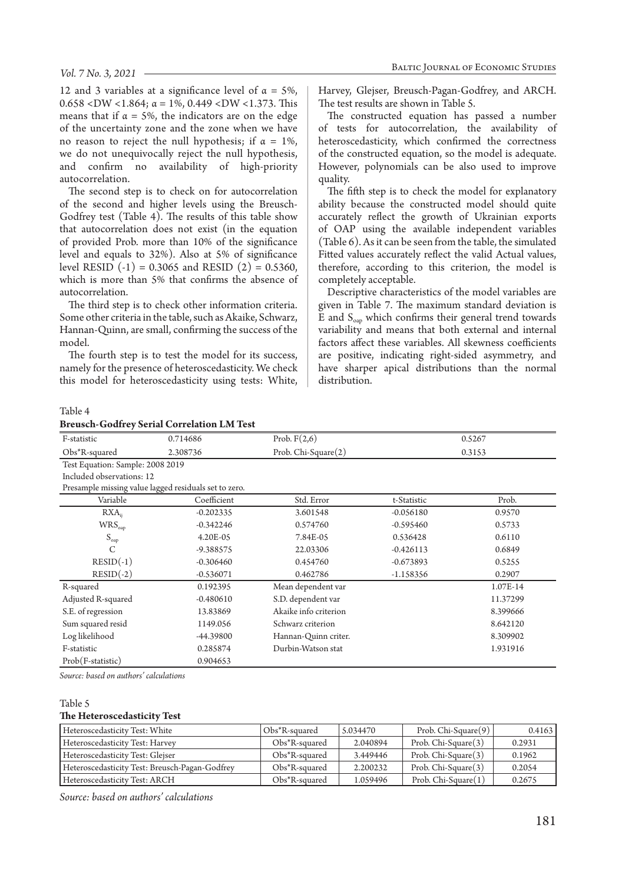12 and 3 variables at a significance level of $\alpha = 5\%$, $0.658 < DW < 1.864$; $\alpha = 1\%$, $0.449 < DW < 1.373$. This means that if $\alpha = 5\%$, the indicators are on the edge of the uncertainty zone and the zone when we have no reason to reject the null hypothesis; if $\alpha = 1\%$, we do not unequivocally reject the null hypothesis, and confirm no availability of high-priority autocorrelation.

The second step is to check on for autocorrelation of the second and higher levels using the Breusch-Godfrey test (Table 4). The results of this table show that autocorrelation does not exist (in the equation of provided Prob. more than 10% of the significance level and equals to 32%). Also at 5% of significance level RESID (-1) = 0.3065 and RESID (2) = 0.5360, which is more than 5% that confirms the absence of autocorrelation.

The third step is to check other information criteria. Some other criteria in the table, such as Akaike, Schwarz, Hannan-Quinn, are small, confirming the success of the model.

The fourth step is to test the model for its success, namely for the presence of heteroscedasticity. We check this model for heteroscedasticity using tests: White, Harvey, Glejser, Breusch-Pagan-Godfrey, and ARCH. The test results are shown in Table 5.

The constructed equation has passed a number of tests for autocorrelation, the availability of heteroscedasticity, which confirmed the correctness of the constructed equation, so the model is adequate. However, polynomials can be also used to improve quality.

The fifth step is to check the model for explanatory ability because the constructed model should quite accurately reflect the growth of Ukrainian exports of OAP using the available independent variables (Table 6). As it can be seen from the table, the simulated Fitted values accurately reflect the valid Actual values, therefore, according to this criterion, the model is completely acceptable.

Descriptive characteristics of the model variables are given in Table 7. The maximum standard deviation is E and $S_{oap}$ which confirms their general trend towards variability and means that both external and internal factors affect these variables. All skewness coefficients are positive, indicating right-sided asymmetry, and have sharper apical distributions than the normal distribution.

Table 4

**Breusch-Godfrey Serial Correlation LM Test**

| F-statistic | 0.714686 | Prob. F(2,6) | | 0.5267 |
|---|---|---|---|---|
| Obs*R-squared | 2.308736 | Prob. Chi-Square(2) | | 0.3153 |
| Test Equation: Sample: 2008 2019 | | | | |
| Included observations: 12 | | | | |
| Presample missing value lagged residuals set to zero. | | | | |
| Variable | Coefficient | Std. Error | t-Statistic | Prob. |
| $RXA_{ij}$ | -0.202335 | 3.601548 | -0.056180 | 0.9570 |
| $WRS_{oap}$ | -0.342246 | 0.574760 | -0.595460 | 0.5733 |
| $S_{oap}$ | 4.20E-05 | 7.84E-05 | 0.536428 | 0.6110 |
| C | -9.388575 | 22.03306 | -0.426113 | 0.6849 |
| RESID(-1) | -0.306460 | 0.454760 | -0.673893 | 0.5255 |
| RESID(-2) | -0.536071 | 0.462786 | -1.158356 | 0.2907 |
| R-squared | 0.192395 | Mean dependent var | | 1.07E-14 |
| Adjusted R-squared | -0.480610 | S.D. dependent var | | 11.37299 |
| S.E. of regression | 13.83869 | Akaike info criterion | | 8.399666 |
| Sum squared resid | 1149.056 | Schwarz criterion | | 8.642120 |
| Log likelihood | -44.39800 | Hannan-Quinn criter. | | 8.309902 |
| F-statistic | 0.285874 | Durbin-Watson stat | | 1.931916 |
| Prob(F-statistic) | 0.904653 | | | |

*Source: based on authors' calculations*

Table 5

**The Heteroscedasticity Test**

| Heteroscedasticity Test: White | Obs*R-squared | 5.034470 | Prob. Chi-Square(9) | 0.4163 |
|---|---|---|---|---|
| Heteroscedasticity Test: Harvey | Obs*R-squared | 2.040894 | Prob. Chi-Square(3) | 0.2931 |
| Heteroscedasticity Test: Glejser | Obs*R-squared | 3.449446 | Prob. Chi-Square(3) | 0.1962 |
| Heteroscedasticity Test: Breusch-Pagan-Godfrey | Obs*R-squared | 2.200232 | Prob. Chi-Square(3) | 0.2054 |
| Heteroscedasticity Test: ARCH | Obs*R-squared | 1.059496 | Prob. Chi-Square(1) | 0.2675 |

*Source: based on authors' calculations*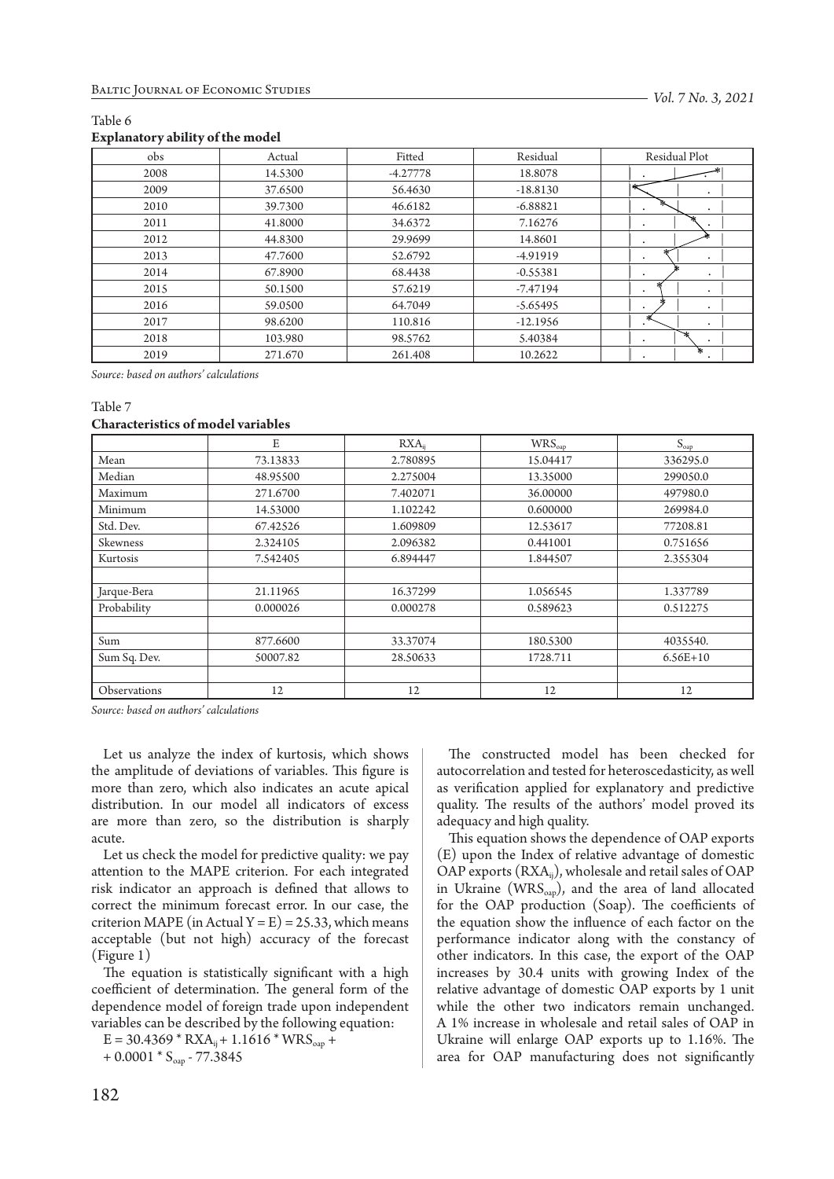Table 6

**Explanatory ability of the model**

| obs | Actual | Fitted | Residual | Residual Plot |
|---|---|---|---|---|
| 2008 | 14.5300 | -4.27778 | 18.8078 | |
| 2009 | 37.6500 | 56.4630 | -18.8130 | |
| 2010 | 39.7300 | 46.6182 | -6.88821 | |
| 2011 | 41.8000 | 34.6372 | 7.16276 | |
| 2012 | 44.8300 | 29.9699 | 14.8601 | |
| 2013 | 47.7600 | 52.6792 | -4.91919 | |
| 2014 | 67.8900 | 68.4438 | -0.55381 | |
| 2015 | 50.1500 | 57.6219 | -7.47194 | |
| 2016 | 59.0500 | 64.7049 | -5.65495 | |
| 2017 | 98.6200 | 110.816 | -12.1956 | |
| 2018 | 103.980 | 98.5762 | 5.40384 | |
| 2019 | 271.670 | 261.408 | 10.2622 | |

*Source: based on authors' calculations*

Table 7

**Characteristics of model variables**

| | E | $RXA_{ij}$ | $WRS_{oap}$ | $S_{oap}$ |
|---|---|---|---|---|
| Mean | 73.13833 | 2.780895 | 15.04417 | 336295.0 |
| Median | 48.95500 | 2.275004 | 13.35000 | 299050.0 |
| Maximum | 271.6700 | 7.402071 | 36.00000 | 497980.0 |
| Minimum | 14.53000 | 1.102242 | 0.600000 | 269984.0 |
| Std. Dev. | 67.42526 | 1.609809 | 12.53617 | 77208.81 |
| Skewness | 2.324105 | 2.096382 | 0.441001 | 0.751656 |
| Kurtosis | 7.542405 | 6.894447 | 1.844507 | 2.355304 |
| | | | | |
| Jarque-Bera | 21.11965 | 16.37299 | 1.056545 | 1.337789 |
| Probability | 0.000026 | 0.000278 | 0.589623 | 0.512275 |
| | | | | |
| Sum | 877.6600 | 33.37074 | 180.5300 | 4035540. |
| Sum Sq. Dev. | 50007.82 | 28.50633 | 1728.711 | 6.56E+10 |
| | | | | |
| Observations | 12 | 12 | 12 | 12 |

*Source: based on authors' calculations*

Let us analyze the index of kurtosis, which shows the amplitude of deviations of variables. This figure is more than zero, which also indicates an acute apical distribution. In our model all indicators of excess are more than zero, so the distribution is sharply acute.

Let us check the model for predictive quality: we pay attention to the MAPE criterion. For each integrated risk indicator an approach is defined that allows to correct the minimum forecast error. In our case, the criterion MAPE (in Actual Y = E) = 25.33, which means acceptable (but not high) accuracy of the forecast (Figure 1)

The equation is statistically significant with a high coefficient of determination. The general form of the dependence model of foreign trade upon independent variables can be described by the following equation:

$$E = 30.4369 * RXA_{ij} + 1.1616 * WRS_{oap} + 0.0001 * S_{oap} - 77.3845$$

The constructed model has been checked for autocorrelation and tested for heteroscedasticity, as well as verification applied for explanatory and predictive quality. The results of the authors' model proved its adequacy and high quality.

This equation shows the dependence of OAP exports (E) upon the Index of relative advantage of domestic OAP exports ($RXA_{ij}$), wholesale and retail sales of OAP in Ukraine ($WRS_{oap}$), and the area of land allocated for the OAP production (Soap). The coefficients of the equation show the influence of each factor on the performance indicator along with the constancy of other indicators. In this case, the export of the OAP increases by 30.4 units with growing Index of the relative advantage of domestic OAP exports by 1 unit while the other two indicators remain unchanged. A 1% increase in wholesale and retail sales of OAP in Ukraine will enlarge OAP exports up to 1.16%. The area for OAP manufacturing does not significantly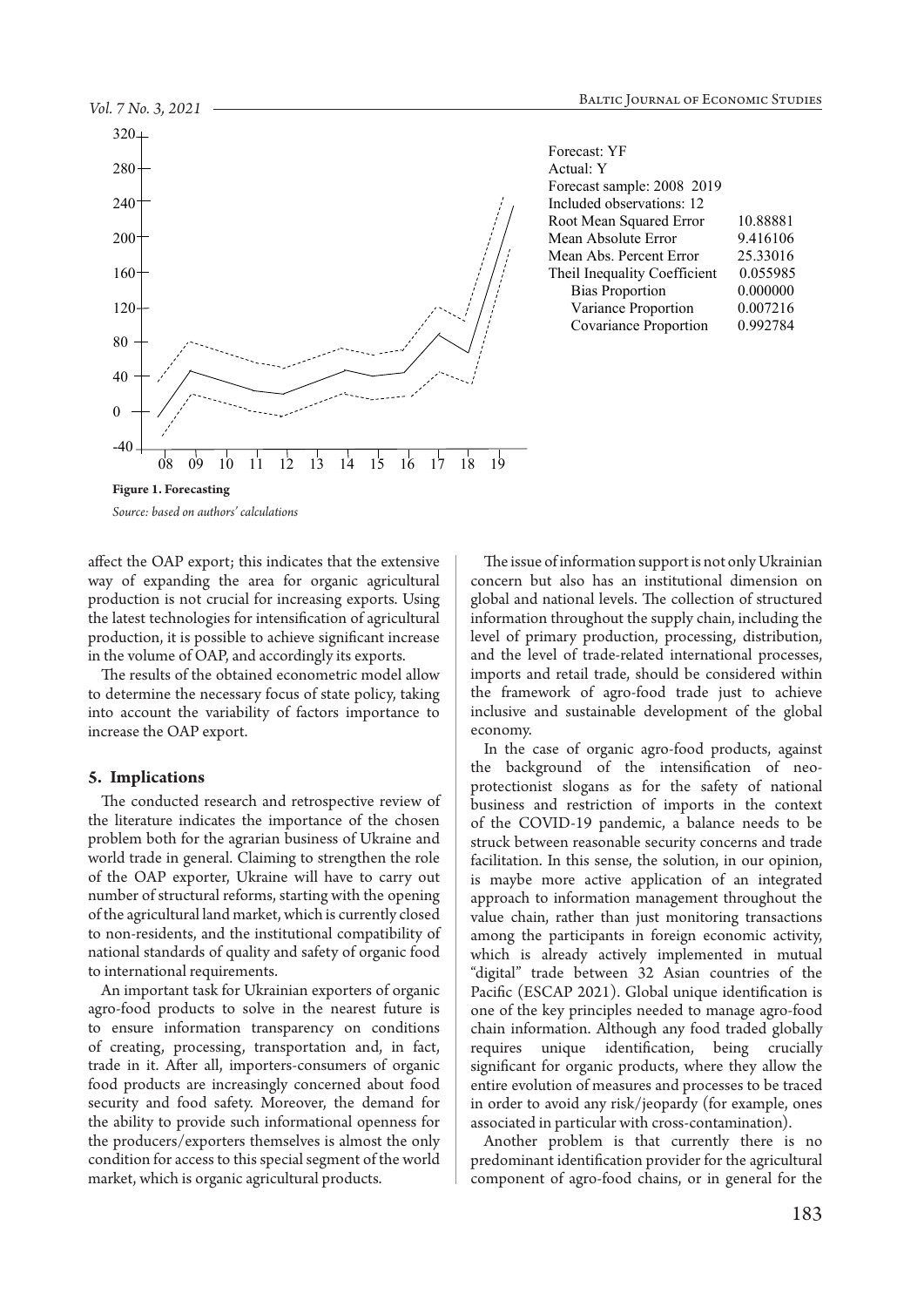Forecast: YF
Actual: Y
Forecast sample: 2008 2019
Included observations: 12

| | |
|---|---|
| Root Mean Squared Error | 10.88881 |
| Mean Absolute Error | 9.416106 |
| Mean Abs. Percent Error | 25.33016 |
| Theil Inequality Coefficient | 0.055985 |
| Bias Proportion | 0.000000 |
| Variance Proportion | 0.007216 |
| Covariance Proportion | 0.992784 |

**Figure 1. Forecasting**

*Source: based on authors' calculations*

affect the OAP export; this indicates that the extensive way of expanding the area for organic agricultural production is not crucial for increasing exports. Using the latest technologies for intensification of agricultural production, it is possible to achieve significant increase in the volume of OAP, and accordingly its exports.

The results of the obtained econometric model allow to determine the necessary focus of state policy, taking into account the variability of factors importance to increase the OAP export.

## 5. Implications

The conducted research and retrospective review of the literature indicates the importance of the chosen problem both for the agrarian business of Ukraine and world trade in general. Claiming to strengthen the role of the OAP exporter, Ukraine will have to carry out number of structural reforms, starting with the opening of the agricultural land market, which is currently closed to non-residents, and the institutional compatibility of national standards of quality and safety of organic food to international requirements.

An important task for Ukrainian exporters of organic agro-food products to solve in the nearest future is to ensure information transparency on conditions of creating, processing, transportation and, in fact, trade in it. After all, importers-consumers of organic food products are increasingly concerned about food security and food safety. Moreover, the demand for the ability to provide such informational openness for the producers/exporters themselves is almost the only condition for access to this special segment of the world market, which is organic agricultural products.

The issue of information support is not only Ukrainian concern but also has an institutional dimension on global and national levels. The collection of structured information throughout the supply chain, including the level of primary production, processing, distribution, and the level of trade-related international processes, imports and retail trade, should be considered within the framework of agro-food trade just to achieve inclusive and sustainable development of the global economy.

In the case of organic agro-food products, against the background of the intensification of neo-protectionist slogans as for the safety of national business and restriction of imports in the context of the COVID-19 pandemic, a balance needs to be struck between reasonable security concerns and trade facilitation. In this sense, the solution, in our opinion, is maybe more active application of an integrated approach to information management throughout the value chain, rather than just monitoring transactions among the participants in foreign economic activity, which is already actively implemented in mutual "digital" trade between 32 Asian countries of the Pacific (ESCAP 2021). Global unique identification is one of the key principles needed to manage agro-food chain information. Although any food traded globally requires unique identification, being crucially significant for organic products, where they allow the entire evolution of measures and processes to be traced in order to avoid any risk/jeopardy (for example, ones associated in particular with cross-contamination).

Another problem is that currently there is no predominant identification provider for the agricultural component of agro-food chains, or in general for the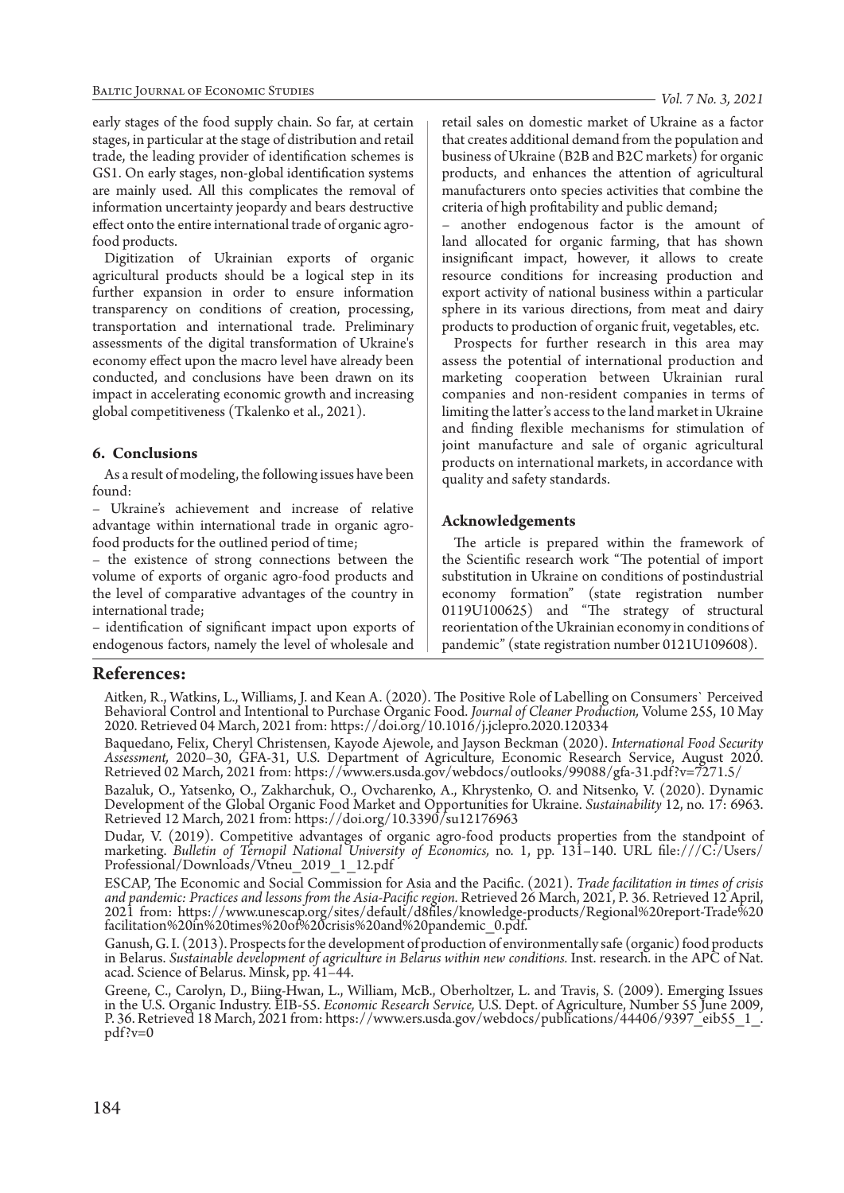early stages of the food supply chain. So far, at certain stages, in particular at the stage of distribution and retail trade, the leading provider of identification schemes is GS1. On early stages, non-global identification systems are mainly used. All this complicates the removal of information uncertainty jeopardy and bears destructive effect onto the entire international trade of organic agro-food products.

Digitization of Ukrainian exports of organic agricultural products should be a logical step in its further expansion in order to ensure information transparency on conditions of creation, processing, transportation and international trade. Preliminary assessments of the digital transformation of Ukraine's economy effect upon the macro level have already been conducted, and conclusions have been drawn on its impact in accelerating economic growth and increasing global competitiveness (Tkalenko et al., 2021).

## 6. Conclusions

As a result of modeling, the following issues have been found:

– Ukraine's achievement and increase of relative advantage within international trade in organic agro-food products for the outlined period of time;

– the existence of strong connections between the volume of exports of organic agro-food products and the level of comparative advantages of the country in international trade;

– identification of significant impact upon exports of endogenous factors, namely the level of wholesale and retail sales on domestic market of Ukraine as a factor that creates additional demand from the population and business of Ukraine (B2B and B2C markets) for organic products, and enhances the attention of agricultural manufacturers onto species activities that combine the criteria of high profitability and public demand;

– another endogenous factor is the amount of land allocated for organic farming, that has shown insignificant impact, however, it allows to create resource conditions for increasing production and export activity of national business within a particular sphere in its various directions, from meat and dairy products to production of organic fruit, vegetables, etc.

Prospects for further research in this area may assess the potential of international production and marketing cooperation between Ukrainian rural companies and non-resident companies in terms of limiting the latter's access to the land market in Ukraine and finding flexible mechanisms for stimulation of joint manufacture and sale of organic agricultural products on international markets, in accordance with quality and safety standards.

## Acknowledgements

The article is prepared within the framework of the Scientific research work "The potential of import substitution in Ukraine on conditions of postindustrial economy formation" (state registration number 0119U100625) and "The strategy of structural reorientation of the Ukrainian economy in conditions of pandemic" (state registration number 0121U109608).

## References:

Aitken, R., Watkins, L., Williams, J. and Kean A. (2020). The Positive Role of Labelling on Consumers` Perceived Behavioral Control and Intentional to Purchase Organic Food. *Journal of Cleaner Production,* Volume 255, 10 May 2020. Retrieved 04 March, 2021 from: https://doi.org/10.1016/j.jclepro.2020.120334

Baquedano, Felix, Cheryl Christensen, Kayode Ajewole, and Jayson Beckman (2020). *International Food Security Assessment,* 2020–30, GFA-31, U.S. Department of Agriculture, Economic Research Service, August 2020. Retrieved 02 March, 2021 from: https://www.ers.usda.gov/webdocs/outlooks/99088/gfa-31.pdf?v=7271.5/

Bazaluk, O., Yatsenko, O., Zakharchuk, O., Ovcharenko, A., Khrystenko, O. and Nitsenko, V. (2020). Dynamic Development of the Global Organic Food Market and Opportunities for Ukraine. *Sustainability* 12, no. 17: 6963. Retrieved 12 March, 2021 from: https://doi.org/10.3390/su12176963

Dudar, V. (2019). Competitive advantages of organic agro-food products properties from the standpoint of marketing. *Bulletin of Ternopil National University of Economics,* no. 1, pp. 131–140. URL file:///C:/Users/Professional/Downloads/Vtneu_2019_1_12.pdf

ESCAP, The Economic and Social Commission for Asia and the Pacific. (2021). *Trade facilitation in times of crisis and pandemic: Practices and lessons from the Asia-Pacific region.* Retrieved 26 March, 2021, P. 36. Retrieved 12 April, 2021 from: https://www.unescap.org/sites/default/d8files/knowledge-products/Regional%20report-Trade%20facilitation%20in%20times%20of%20crisis%20and%20pandemic_0.pdf.

Ganush, G. I. (2013). Prospects for the development of production of environmentally safe (organic) food products in Belarus. *Sustainable development of agriculture in Belarus within new conditions.* Inst. research. in the APC of Nat. acad. Science of Belarus. Minsk, pp. 41–44.

Greene, C., Carolyn, D., Biing-Hwan, L., William, McB., Oberholtzer, L. and Travis, S. (2009). Emerging Issues in the U.S. Organic Industry. EIB-55. *Economic Research Service,* U.S. Dept. of Agriculture, Number 55 June 2009, P. 36. Retrieved 18 March, 2021 from: https://www.ers.usda.gov/webdocs/publications/44406/9397_eib55_1_.pdf?v=0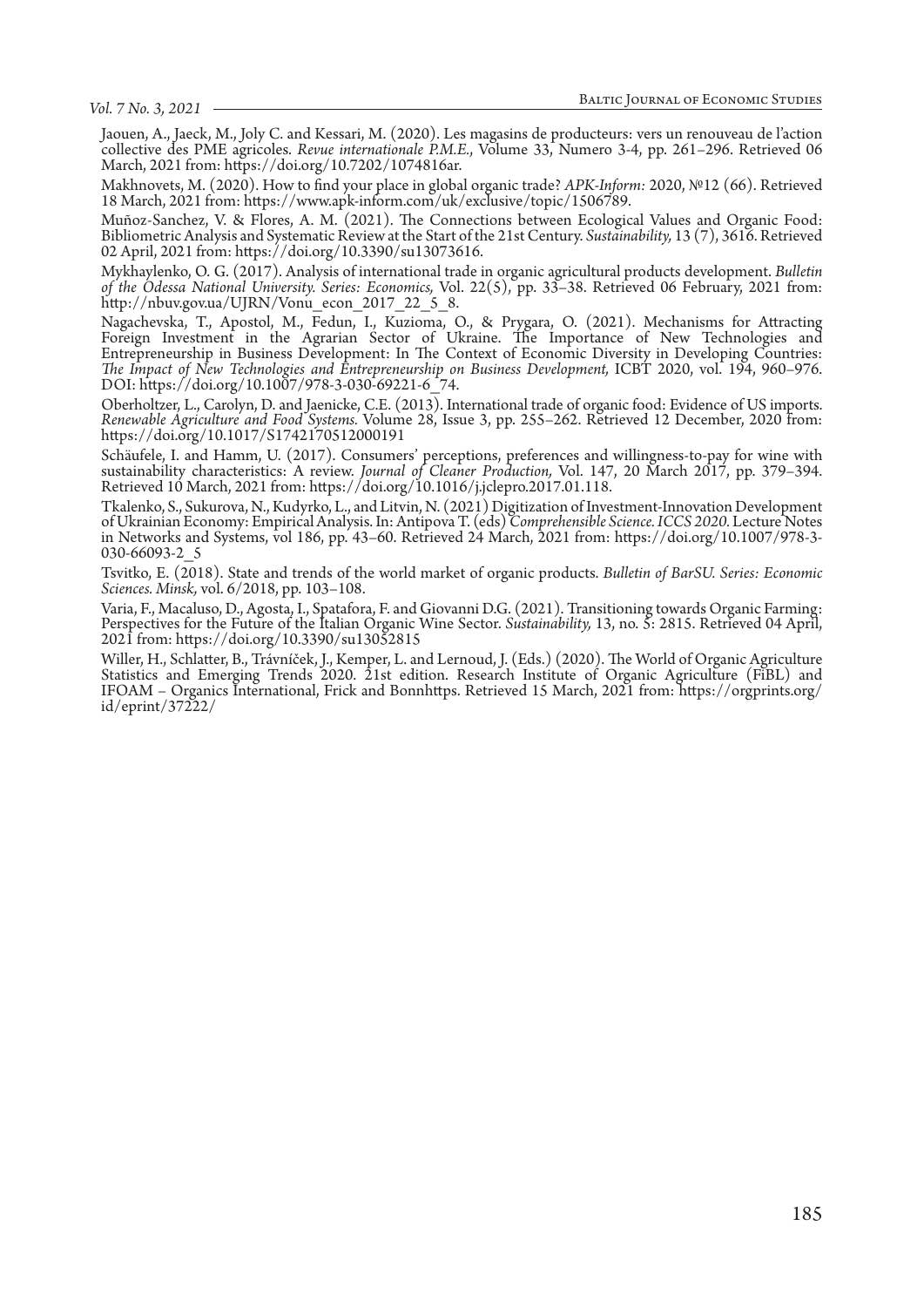Jaouen, A., Jaeck, M., Joly C. and Kessari, M. (2020). Les magasins de producteurs: vers un renouveau de l'action collective des PME agricoles. *Revue internationale P.M.E.*, Volume 33, Numero 3-4, pp. 261–296. Retrieved 06 March, 2021 from: https://doi.org/10.7202/1074816ar.

Makhnovets, M. (2020). How to find your place in global organic trade? *APK-Inform:* 2020, №12 (66). Retrieved 18 March, 2021 from: https://www.apk-inform.com/uk/exclusive/topic/1506789.

Muñoz-Sanchez, V. & Flores, A. M. (2021). The Connections between Ecological Values and Organic Food: Bibliometric Analysis and Systematic Review at the Start of the 21st Century. *Sustainability,* 13 (7), 3616. Retrieved 02 April, 2021 from: https://doi.org/10.3390/su13073616.

Mykhaylenko, O. G. (2017). Analysis of international trade in organic agricultural products development. *Bulletin of the Odessa National University. Series: Economics,* Vol. 22(5), pp. 33–38. Retrieved 06 February, 2021 from: http://nbuv.gov.ua/UJRN/Vonu_econ_2017_22_5_8.

Nagachevska, T., Apostol, M., Fedun, I., Kuzioma, O., & Prygara, O. (2021). Mechanisms for Attracting Foreign Investment in the Agrarian Sector of Ukraine. The Importance of New Technologies and Entrepreneurship in Business Development: In The Context of Economic Diversity in Developing Countries: *The Impact of New Technologies and Entrepreneurship on Business Development,* ICBT 2020, vol. 194, 960–976. DOI: https://doi.org/10.1007/978-3-030-69221-6_74.

Oberholtzer, L., Carolyn, D. and Jaenicke, C.E. (2013). International trade of organic food: Evidence of US imports. *Renewable Agriculture and Food Systems.* Volume 28, Issue 3, pp. 255–262. Retrieved 12 December, 2020 from: https://doi.org/10.1017/S1742170512000191

Schäufele, I. and Hamm, U. (2017). Consumers' perceptions, preferences and willingness-to-pay for wine with sustainability characteristics: A review. *Journal of Cleaner Production,* Vol. 147, 20 March 2017, pp. 379–394. Retrieved 10 March, 2021 from: https://doi.org/10.1016/j.jclepro.2017.01.118.

Tkalenko, S., Sukurova, N., Kudyrko, L., and Litvin, N. (2021) Digitization of Investment-Innovation Development of Ukrainian Economy: Empirical Analysis. In: Antipova T. (eds) *Comprehensible Science. ICCS 2020.* Lecture Notes in Networks and Systems, vol 186, pp. 43–60. Retrieved 24 March, 2021 from: https://doi.org/10.1007/978-3-030-66093-2_5

Tsvitko, E. (2018). State and trends of the world market of organic products. *Bulletin of BarSU. Series: Economic Sciences. Minsk,* vol. 6/2018, pp. 103–108.

Varia, F., Macaluso, D., Agosta, I., Spatafora, F. and Giovanni D.G. (2021). Transitioning towards Organic Farming: Perspectives for the Future of the Italian Organic Wine Sector. *Sustainability,* 13, no. 5: 2815. Retrieved 04 April, 2021 from: https://doi.org/10.3390/su13052815

Willer, H., Schlatter, B., Trávníček, J., Kemper, L. and Lernoud, J. (Eds.) (2020). The World of Organic Agriculture Statistics and Emerging Trends 2020. 21st edition. Research Institute of Organic Agriculture (FiBL) and IFOAM – Organics International, Frick and Bonnhttps. Retrieved 15 March, 2021 from: https://orgprints.org/id/eprint/37222/